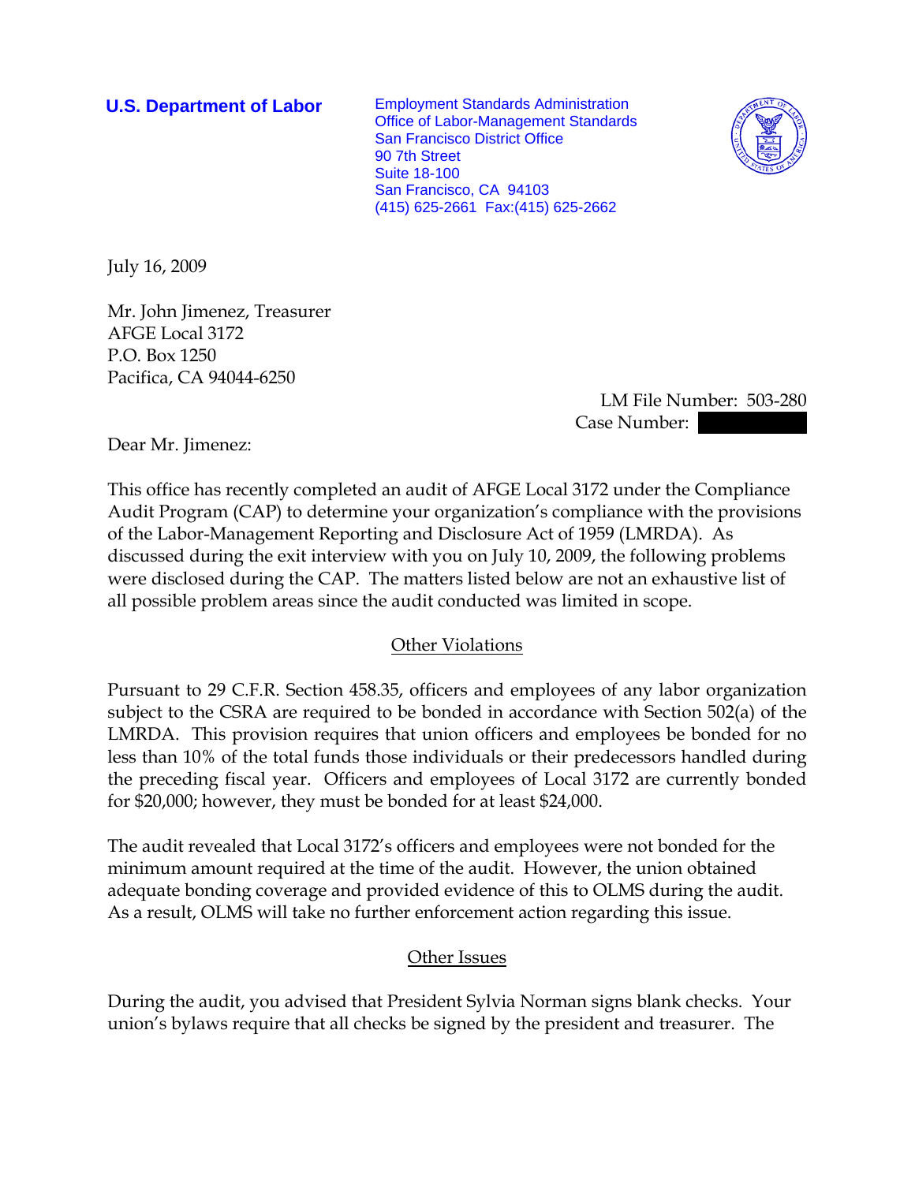**U.S. Department of Labor**

Employment Standards Administration
Office of Labor-Management Standards
San Francisco District Office
90 7th Street
Suite 18-100
San Francisco, CA 94103
(415) 625-2661 Fax:(415) 625-2662

July 16, 2009

Mr. John Jimenez, Treasurer
AFGE Local 3172
P.O. Box 1250
Pacifica, CA 94044-6250

LM File Number: 503-280
Case Number: 

Dear Mr. Jimenez:

This office has recently completed an audit of AFGE Local 3172 under the Compliance Audit Program (CAP) to determine your organization's compliance with the provisions of the Labor-Management Reporting and Disclosure Act of 1959 (LMRDA). As discussed during the exit interview with you on July 10, 2009, the following problems were disclosed during the CAP. The matters listed below are not an exhaustive list of all possible problem areas since the audit conducted was limited in scope.

## Other Violations

Pursuant to 29 C.F.R. Section 458.35, officers and employees of any labor organization subject to the CSRA are required to be bonded in accordance with Section 502(a) of the LMRDA. This provision requires that union officers and employees be bonded for no less than 10% of the total funds those individuals or their predecessors handled during the preceding fiscal year. Officers and employees of Local 3172 are currently bonded for $20,000; however, they must be bonded for at least $24,000.

The audit revealed that Local 3172's officers and employees were not bonded for the minimum amount required at the time of the audit. However, the union obtained adequate bonding coverage and provided evidence of this to OLMS during the audit. As a result, OLMS will take no further enforcement action regarding this issue.

## Other Issues

During the audit, you advised that President Sylvia Norman signs blank checks. Your union's bylaws require that all checks be signed by the president and treasurer. The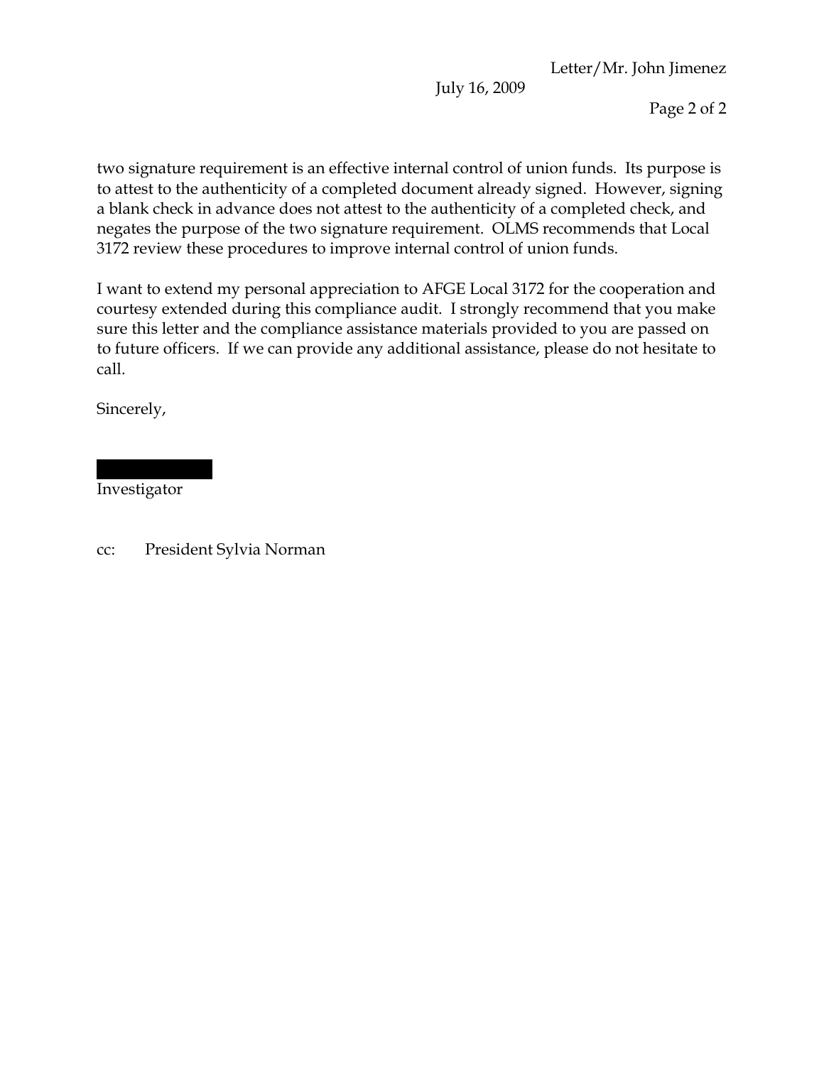two signature requirement is an effective internal control of union funds. Its purpose is to attest to the authenticity of a completed document already signed. However, signing a blank check in advance does not attest to the authenticity of a completed check, and negates the purpose of the two signature requirement. OLMS recommends that Local 3172 review these procedures to improve internal control of union funds.

I want to extend my personal appreciation to AFGE Local 3172 for the cooperation and courtesy extended during this compliance audit. I strongly recommend that you make sure this letter and the compliance assistance materials provided to you are passed on to future officers. If we can provide any additional assistance, please do not hesitate to call.

Sincerely,

Investigator

cc: President Sylvia Norman